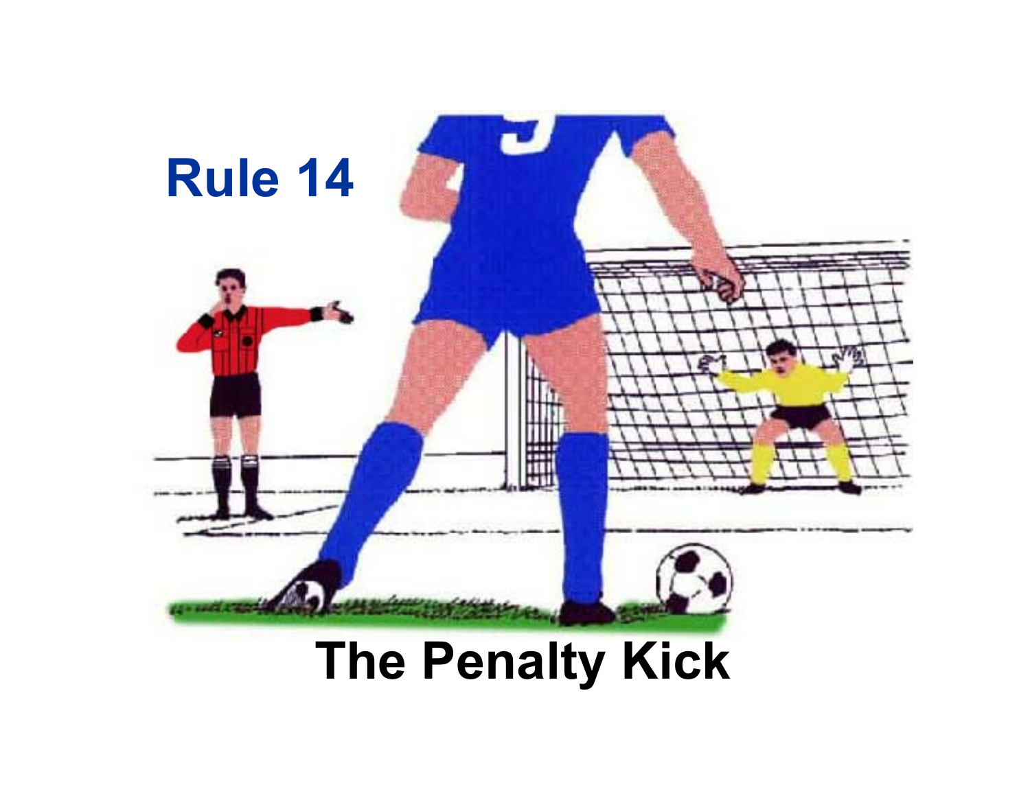# Rule 14

# The Penalty Kick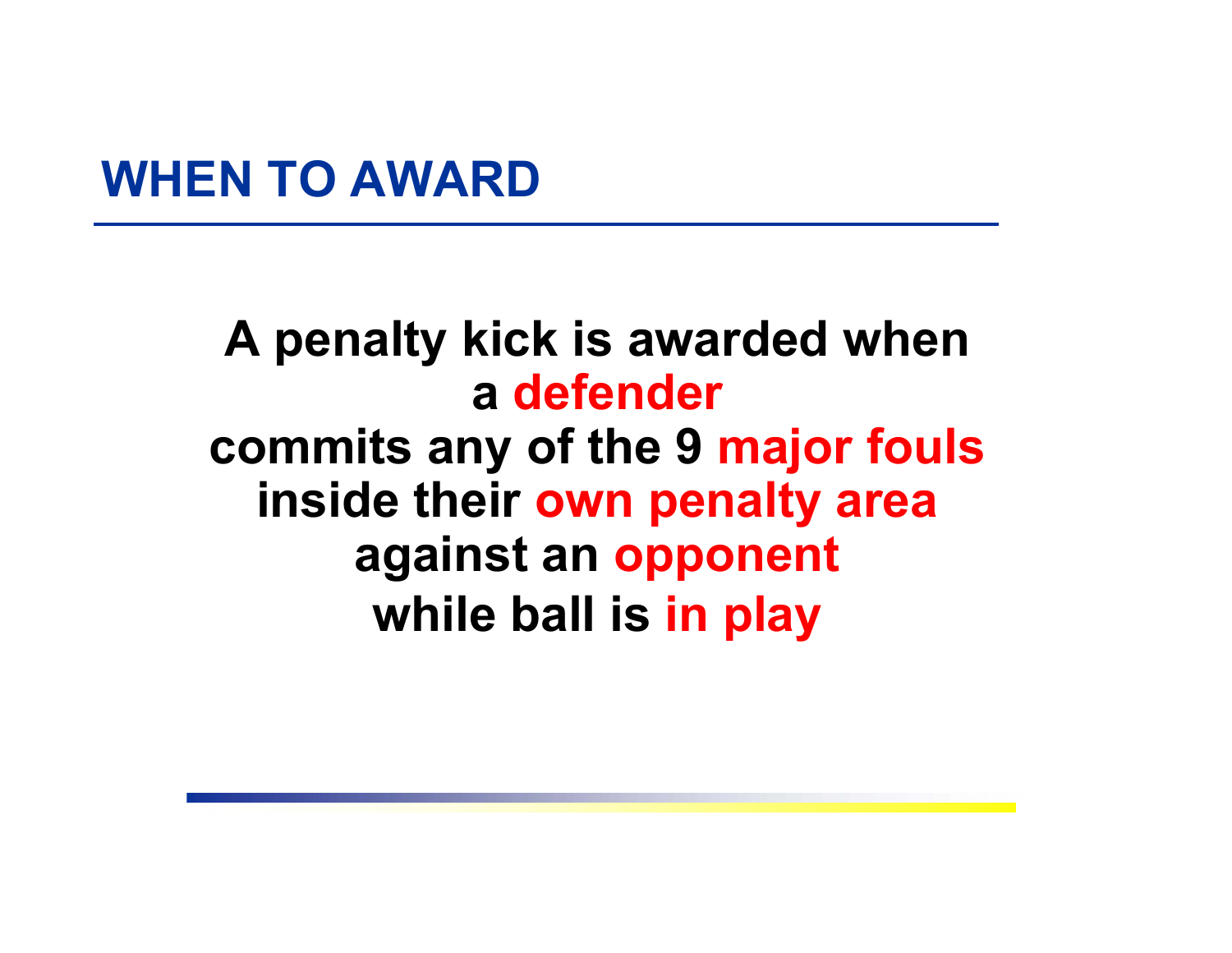## WHEN TO AWARD

**A penalty kick is awarded when a defender commits any of the 9 major fouls inside their own penalty area against an opponent while ball is in play**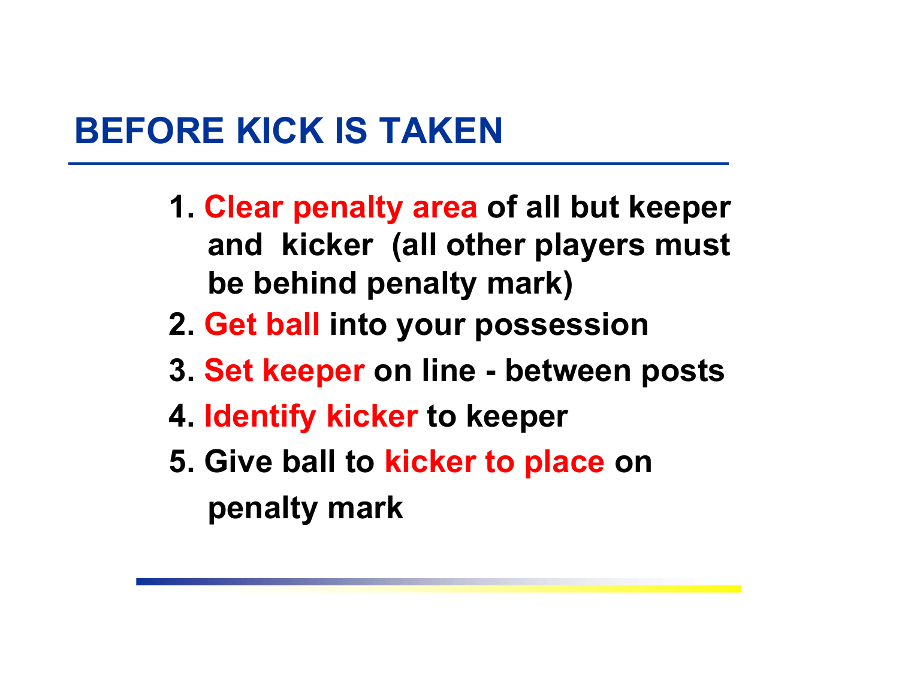# BEFORE KICK IS TAKEN

1. **Clear penalty area** of all but keeper and kicker (all other players must be behind penalty mark)
2. **Get ball** into your possession
3. **Set keeper** on line - between posts
4. **Identify kicker** to keeper
5. Give ball to **kicker to place** on penalty mark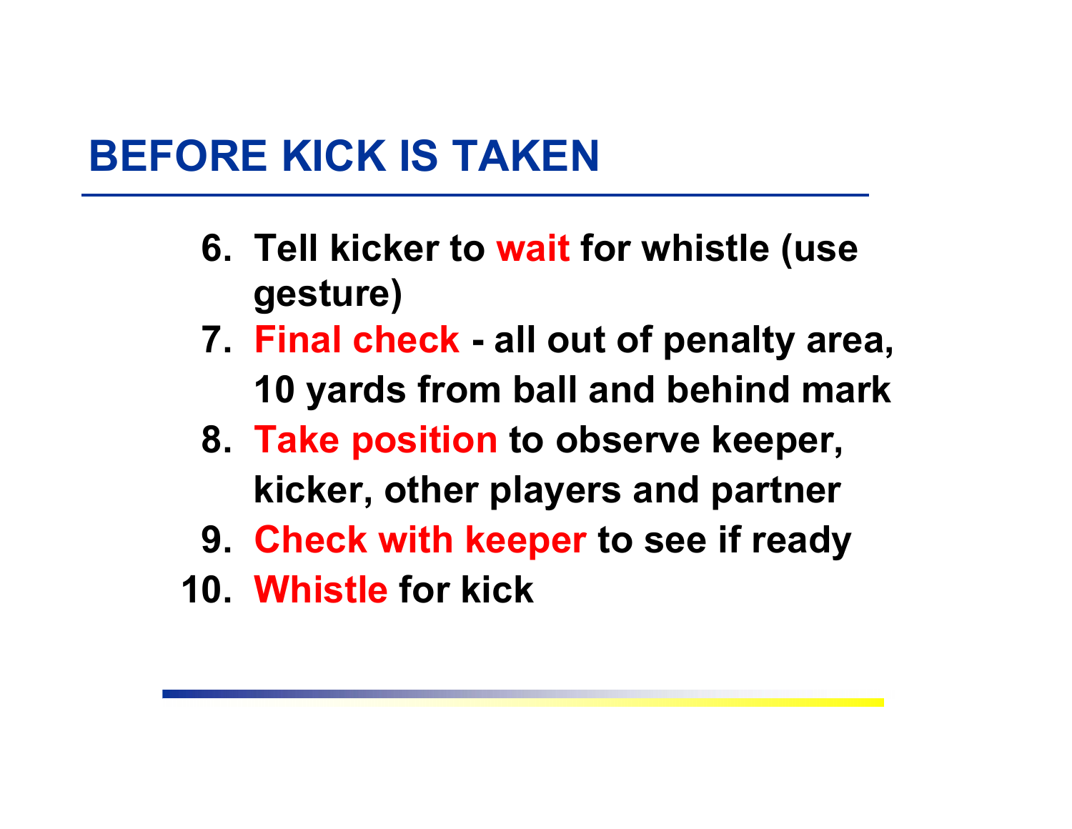# BEFORE KICK IS TAKEN

6. Tell kicker to **wait** for whistle (use gesture)
7. **Final check** - all out of penalty area, 10 yards from ball and behind mark
8. **Take position** to observe keeper, kicker, other players and partner
9. **Check with keeper** to see if ready
10. **Whistle** for kick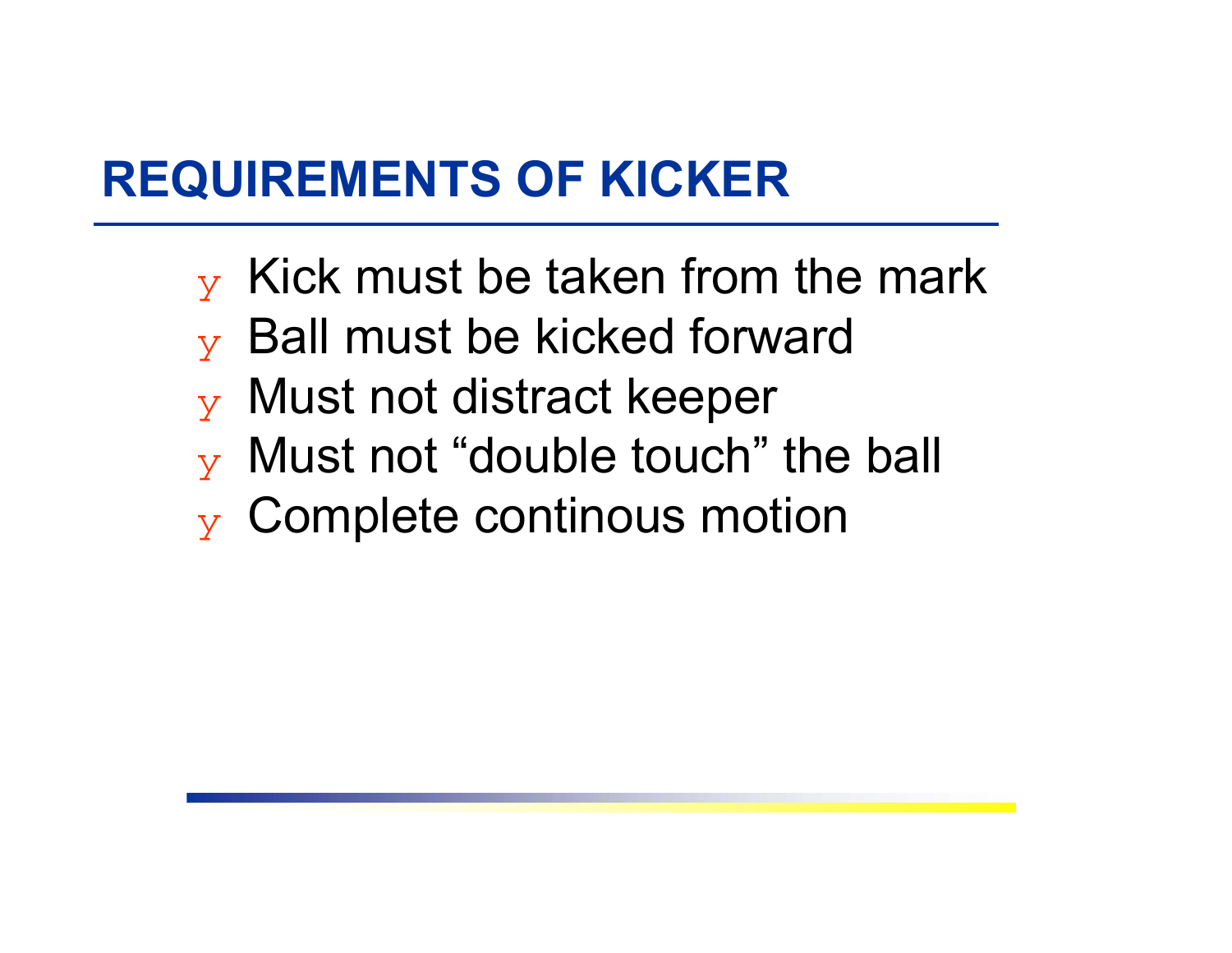# REQUIREMENTS OF KICKER

- Kick must be taken from the mark
- Ball must be kicked forward
- Must not distract keeper
- Must not "double touch" the ball
- Complete continous motion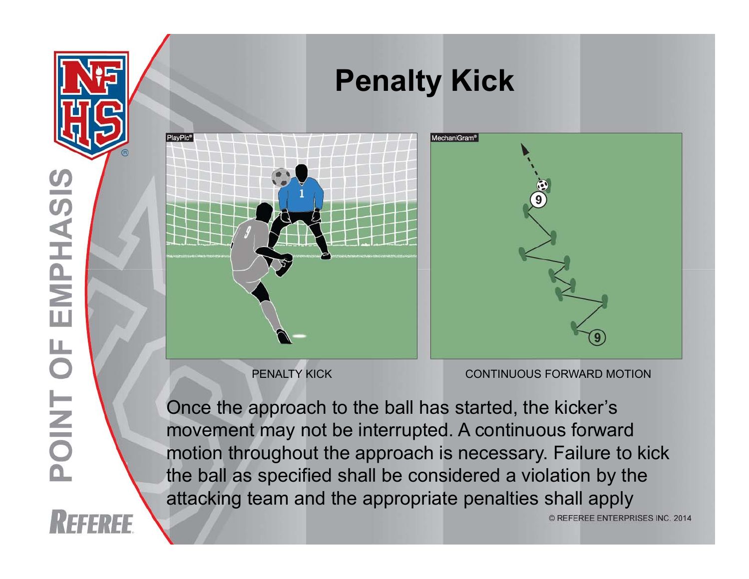# Penalty Kick

PENALTY KICK

CONTINUOUS FORWARD MOTION

Once the approach to the ball has started, the kicker's movement may not be interrupted. A continuous forward motion throughout the approach is necessary. Failure to kick the ball as specified shall be considered a violation by the attacking team and the appropriate penalties shall apply

© REFEREE ENTERPRISES INC. 2014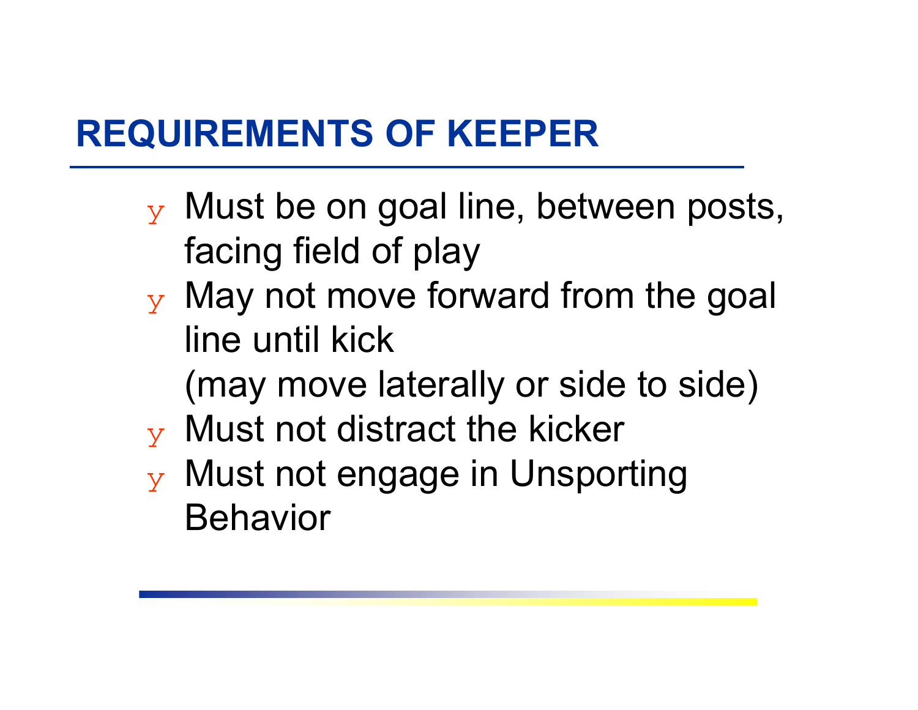## REQUIREMENTS OF KEEPER

- Must be on goal line, between posts, facing field of play
- May not move forward from the goal line until kick
  (may move laterally or side to side)
- Must not distract the kicker
- Must not engage in Unsporting Behavior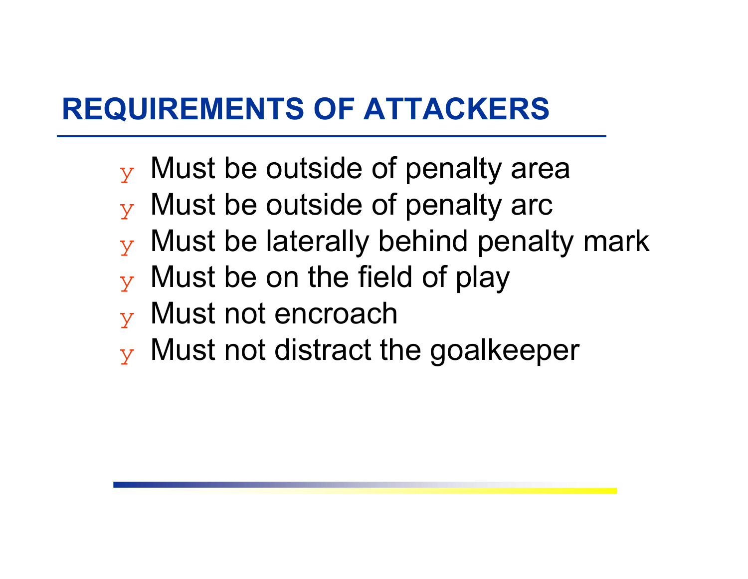## REQUIREMENTS OF ATTACKERS

- Must be outside of penalty area
- Must be outside of penalty arc
- Must be laterally behind penalty mark
- Must be on the field of play
- Must not encroach
- Must not distract the goalkeeper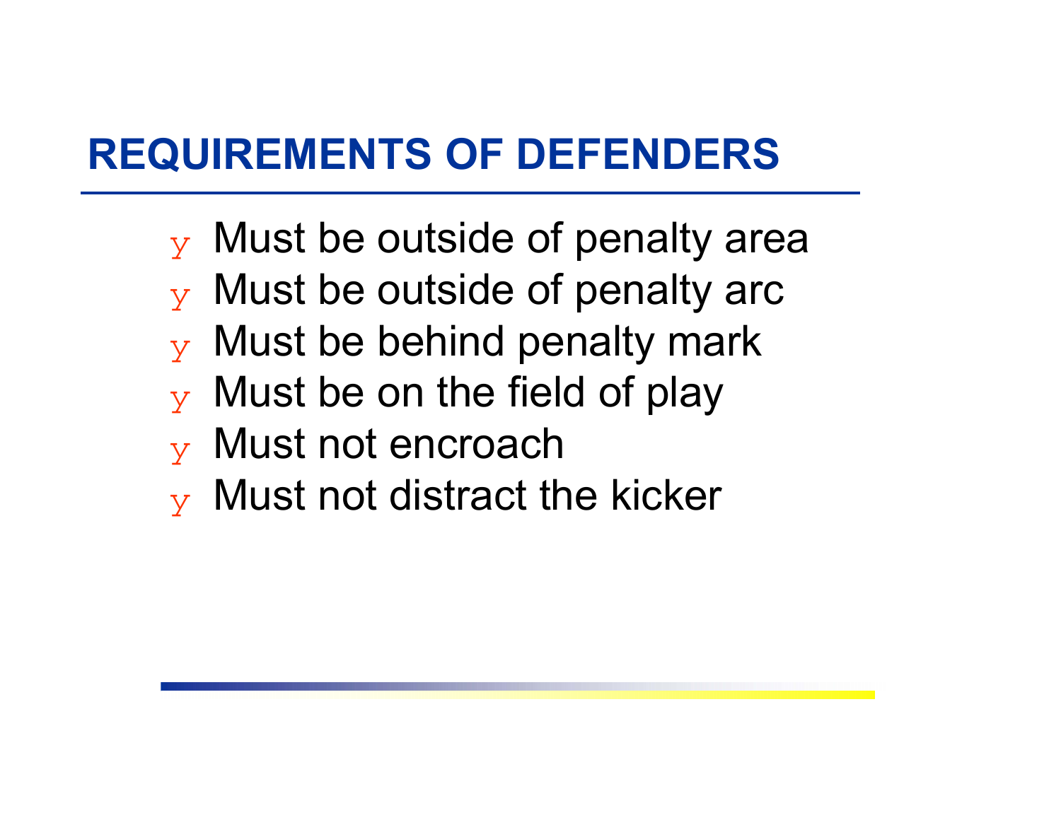# REQUIREMENTS OF DEFENDERS

- Must be outside of penalty area
- Must be outside of penalty arc
- Must be behind penalty mark
- Must be on the field of play
- Must not encroach
- Must not distract the kicker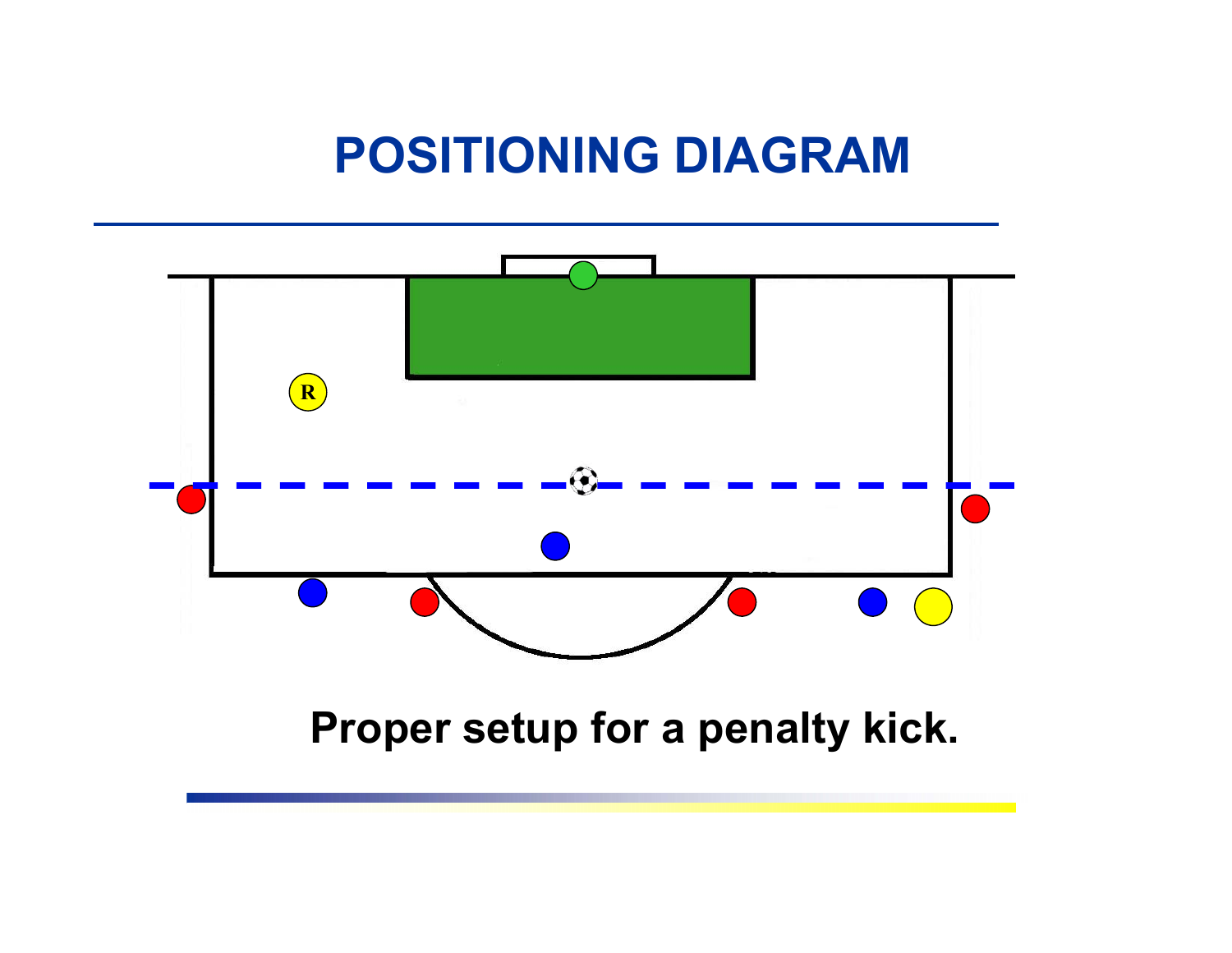# POSITIONING DIAGRAM

R

Proper setup for a penalty kick.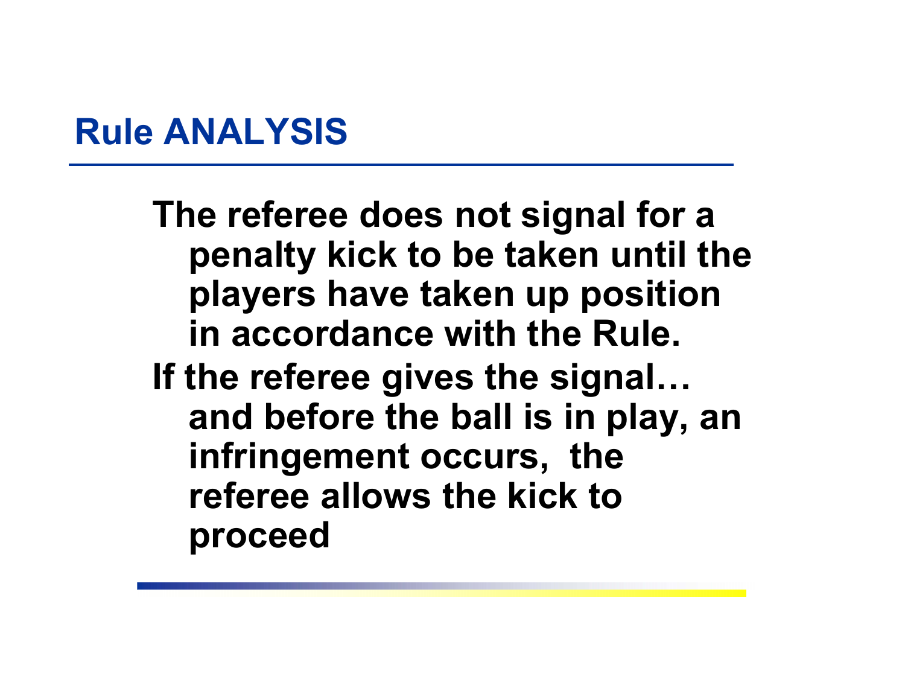## Rule ANALYSIS

The referee does not signal for a penalty kick to be taken until the players have taken up position in accordance with the Rule.

If the referee gives the signal… and before the ball is in play, an infringement occurs, the referee allows the kick to proceed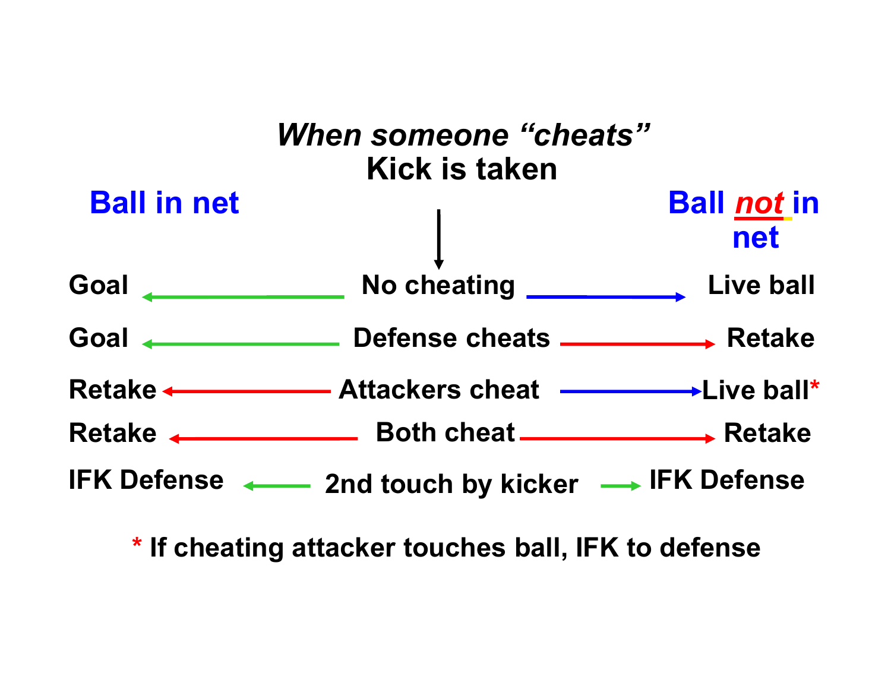## *When someone "cheats"*
## Kick is taken

| Ball in net | | Ball *not* in net |
|---|---|---|
| Goal | No cheating | Live ball |
| Goal | Defense cheats | Retake |
| Retake | Attackers cheat | Live ball* |
| Retake | Both cheat | Retake |
| IFK Defense | 2nd touch by kicker | IFK Defense |

* If cheating attacker touches ball, IFK to defense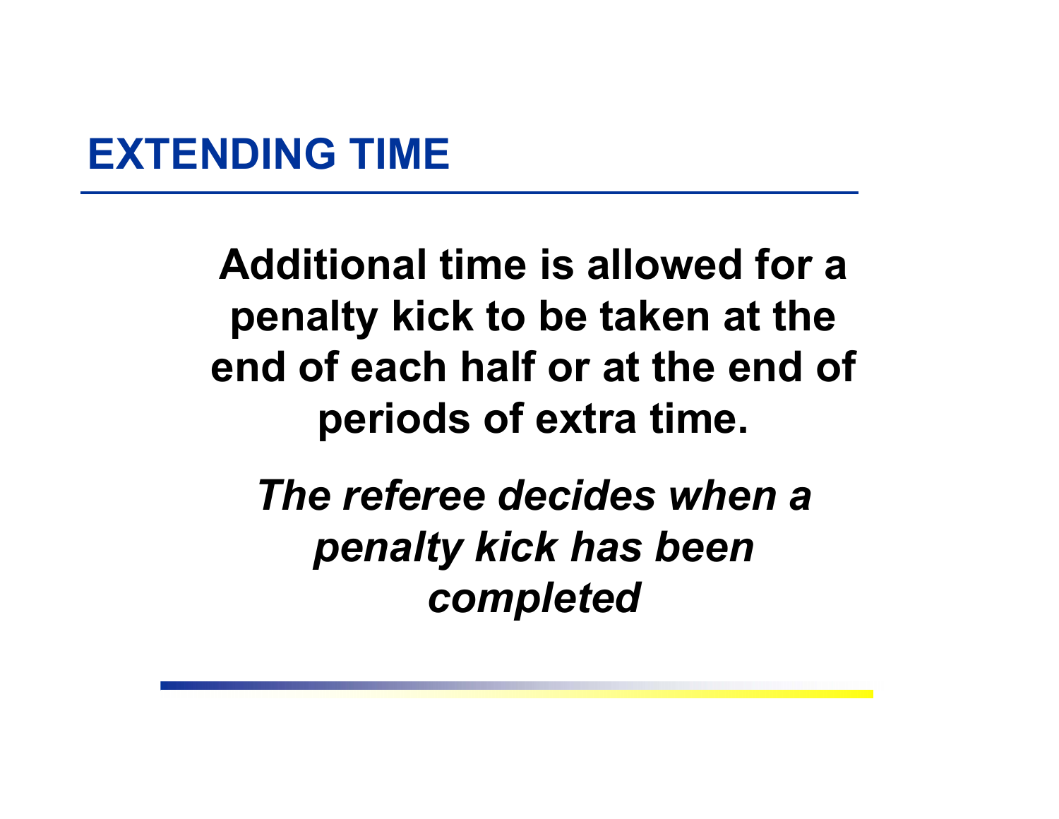# EXTENDING TIME

**Additional time is allowed for a penalty kick to be taken at the end of each half or at the end of periods of extra time.**

***The referee decides when a penalty kick has been completed***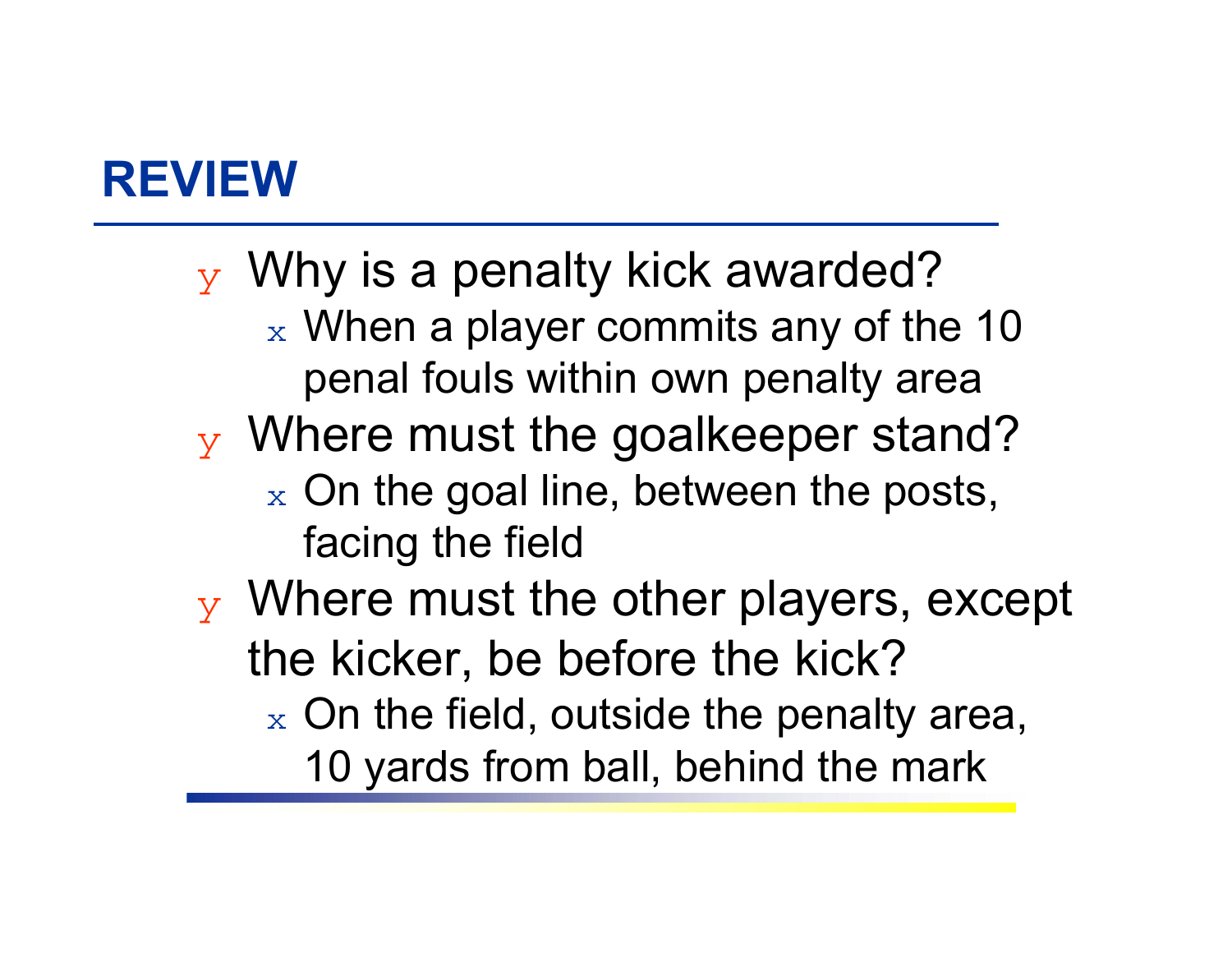# REVIEW

- Why is a penalty kick awarded?
  - When a player commits any of the 10 penal fouls within own penalty area
- Where must the goalkeeper stand?
  - On the goal line, between the posts, facing the field
- Where must the other players, except the kicker, be before the kick?
  - On the field, outside the penalty area, 10 yards from ball, behind the mark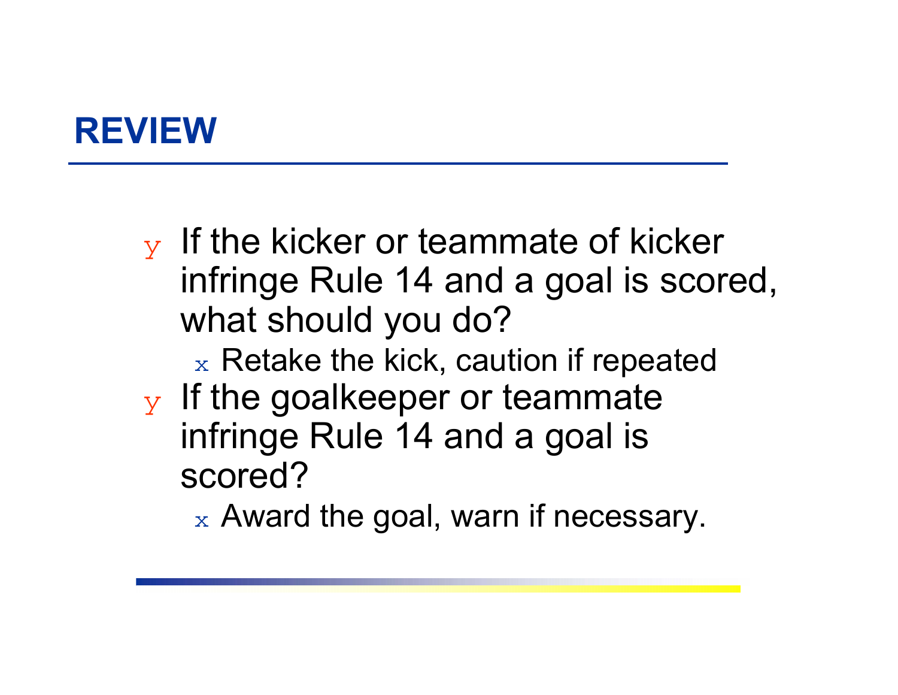## REVIEW

- If the kicker or teammate of kicker infringe Rule 14 and a goal is scored, what should you do?
  - Retake the kick, caution if repeated
- If the goalkeeper or teammate infringe Rule 14 and a goal is scored?
  - Award the goal, warn if necessary.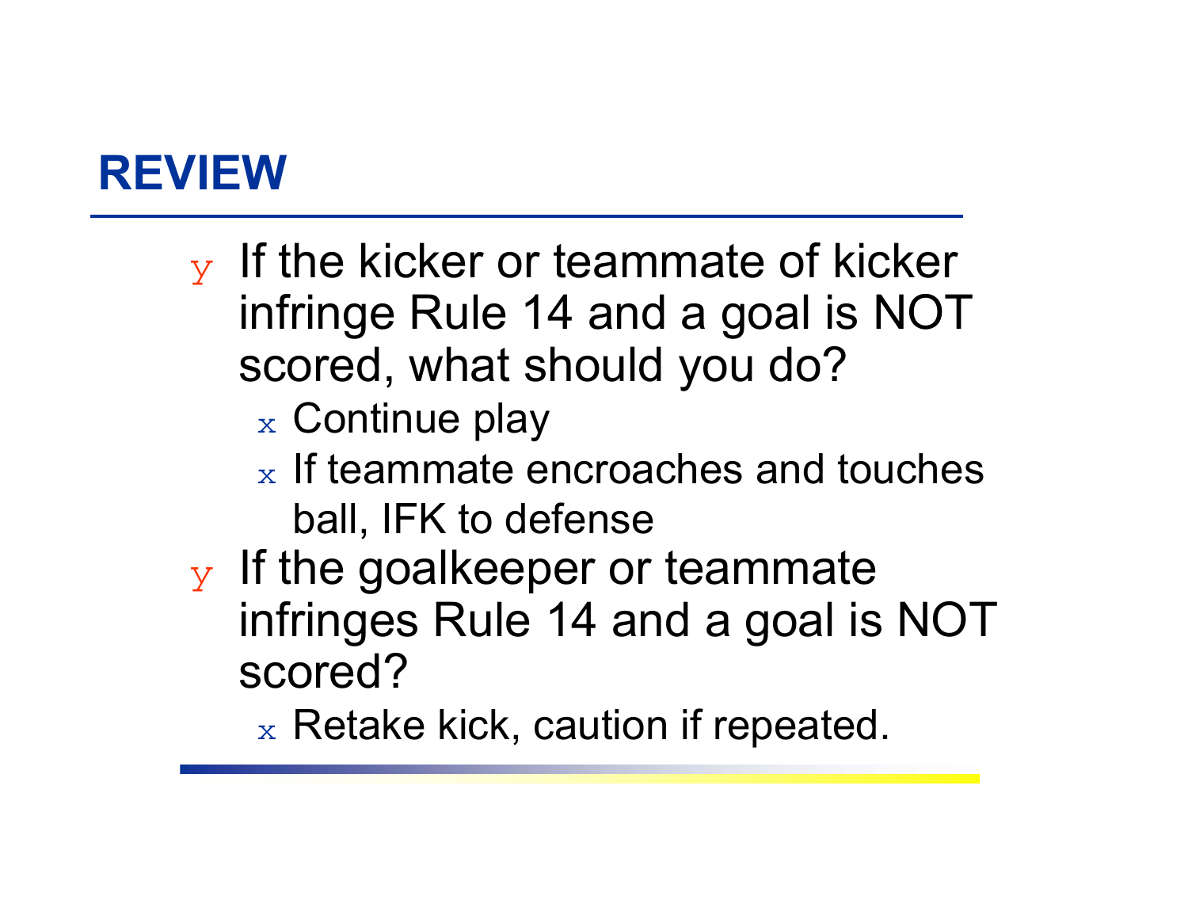# REVIEW

- If the kicker or teammate of kicker infringe Rule 14 and a goal is NOT scored, what should you do?
  - Continue play
  - If teammate encroaches and touches ball, IFK to defense
- If the goalkeeper or teammate infringes Rule 14 and a goal is NOT scored?
  - Retake kick, caution if repeated.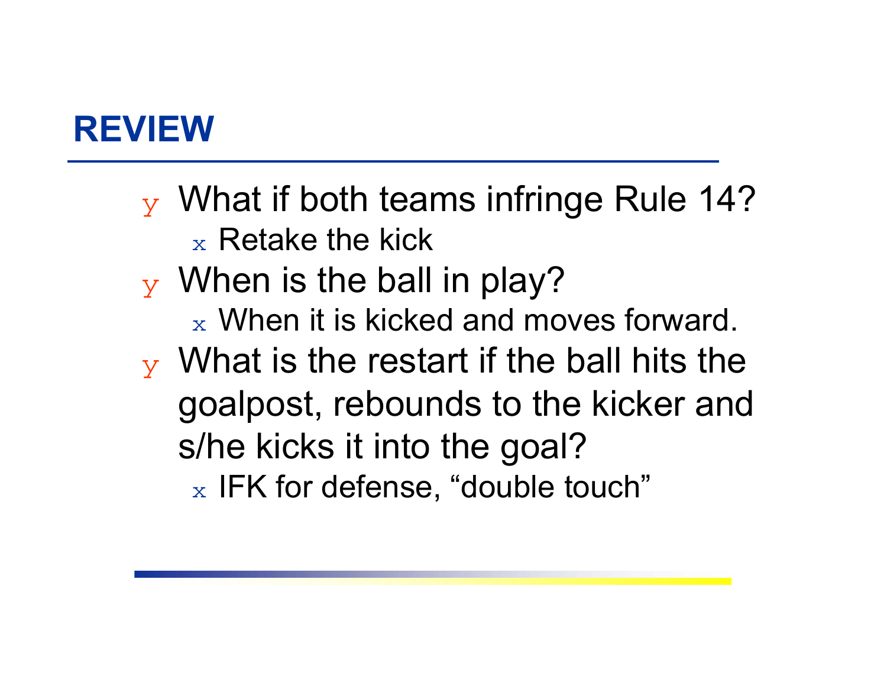## REVIEW

- What if both teams infringe Rule 14?
  - Retake the kick
- When is the ball in play?
  - When it is kicked and moves forward.
- What is the restart if the ball hits the goalpost, rebounds to the kicker and s/he kicks it into the goal?
  - IFK for defense, “double touch”